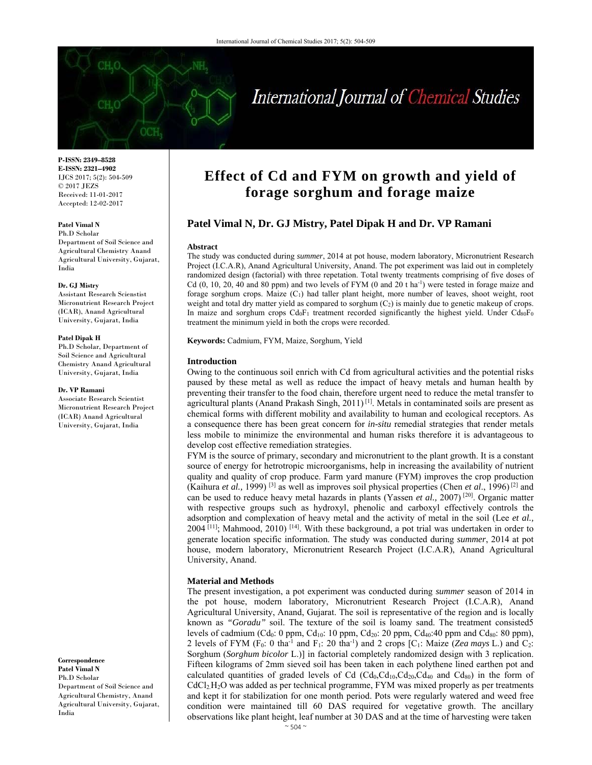# Effect of Cd and FYM on growth and yield of forage sorghum and forage maize

**P-ISSN: 2349–8528**
**E-ISSN: 2321–4902**
IJCS 2017; 5(2): 504-509
© 2017 JEZS
Received: 11-01-2017
Accepted: 12-02-2017

**Patel Vimal N**
Ph.D Scholar
Department of Soil Science and Agricultural Chemistry Anand Agricultural University, Gujarat, India

**Dr. GJ Mistry**
Assistant Research Scienstist
Micronutrient Research Project (ICAR), Anand Agricultural University, Gujarat, India

**Patel Dipak H**
Ph.D Scholar, Department of Soil Science and Agricultural Chemistry Anand Agricultural University, Gujarat, India

**Dr. VP Ramani**
Associate Research Scientist
Micronutrient Research Project (ICAR) Anand Agricultural University, Gujarat, India

**Correspondence**
**Patel Vimal N**
Ph.D Scholar
Department of Soil Science and Agricultural Chemistry, Anand Agricultural University, Gujarat, India

**Patel Vimal N, Dr. GJ Mistry, Patel Dipak H and Dr. VP Ramani**

**Abstract**

The study was conducted during *summer*, 2014 at pot house, modern laboratory, Micronutrient Research Project (I.C.A.R), Anand Agricultural University, Anand. The pot experiment was laid out in completely randomized design (factorial) with three repetation. Total twenty treatments comprising of five doses of Cd (0, 10, 20, 40 and 80 ppm) and two levels of FYM (0 and 20 t $ha^{-1}$) were tested in forage maize and forage sorghum crops. Maize ($C_1$) had taller plant height, more number of leaves, shoot weight, root weight and total dry matter yield as compared to sorghum ($C_2$) is mainly due to genetic makeup of crops. In maize and sorghum crops $Cd_0F_1$ treatment recorded significantly the highest yield. Under $Cd_{80}F_0$ treatment the minimum yield in both the crops were recorded.

**Keywords:** Cadmium, FYM, Maize, Sorghum, Yield

## Introduction

Owing to the continuous soil enrich with Cd from agricultural activities and the potential risks paused by these metal as well as reduce the impact of heavy metals and human health by preventing their transfer to the food chain, therefore urgent need to reduce the metal transfer to agricultural plants (Anand Prakash Singh, 2011) [1]. Metals in contaminated soils are present as chemical forms with different mobility and availability to human and ecological receptors. As a consequence there has been great concern for *in-situ* remedial strategies that render metals less mobile to minimize the environmental and human risks therefore it is advantageous to develop cost effective remediation strategies.

FYM is the source of primary, secondary and micronutrient to the plant growth. It is a constant source of energy for hetrotropic microorganisms, help in increasing the availability of nutrient quality and quality of crop produce. Farm yard manure (FYM) improves the crop production (Kaihura *et al.,* 1999) [3] as well as improves soil physical properties (Chen *et al*., 1996) [2] and can be used to reduce heavy metal hazards in plants (Yassen *et al.,* 2007) [20]. Organic matter with respective groups such as hydroxyl, phenolic and carboxyl effectively controls the adsorption and complexation of heavy metal and the activity of metal in the soil (Lee *et al.,* 2004 [11]; Mahmood, 2010) [14]. With these background, a pot trial was undertaken in order to generate location specific information. The study was conducted during *summer*, 2014 at pot house, modern laboratory, Micronutrient Research Project (I.C.A.R), Anand Agricultural University, Anand.

## Material and Methods

The present investigation, a pot experiment was conducted during *summer* season of 2014 in the pot house, modern laboratory, Micronutrient Research Project (I.C.A.R), Anand Agricultural University, Anand, Gujarat. The soil is representative of the region and is locally known as *"Goradu"* soil. The texture of the soil is loamy sand. The treatment consisted5 levels of cadmium ($Cd_0$: 0 ppm, $Cd_{10}$: 10 ppm, $Cd_{20}$: 20 ppm, $Cd_{40}$:40 ppm and $Cd_{80}$: 80 ppm), 2 levels of FYM ($F_0$: 0 $tha^{-1}$ and $F_1$: 20 $tha^{-1}$) and 2 crops [$C_1$: Maize (*Zea mays* L.) and $C_2$: Sorghum (*Sorghum bicolor* L.)] in factorial completely randomized design with 3 replication. Fifteen kilograms of 2mm sieved soil has been taken in each polythene lined earthen pot and calculated quantities of graded levels of Cd ($Cd_0$,$Cd_{10}$,$Cd_{20}$,$Cd_{40}$ and $Cd_{80}$) in the form of $CdCl_2.H_2O$ was added as per technical programme, FYM was mixed properly as per treatments and kept it for stabilization for one month period. Pots were regularly watered and weed free condition were maintained till 60 DAS required for vegetative growth. The ancillary observations like plant height, leaf number at 30 DAS and at the time of harvesting were taken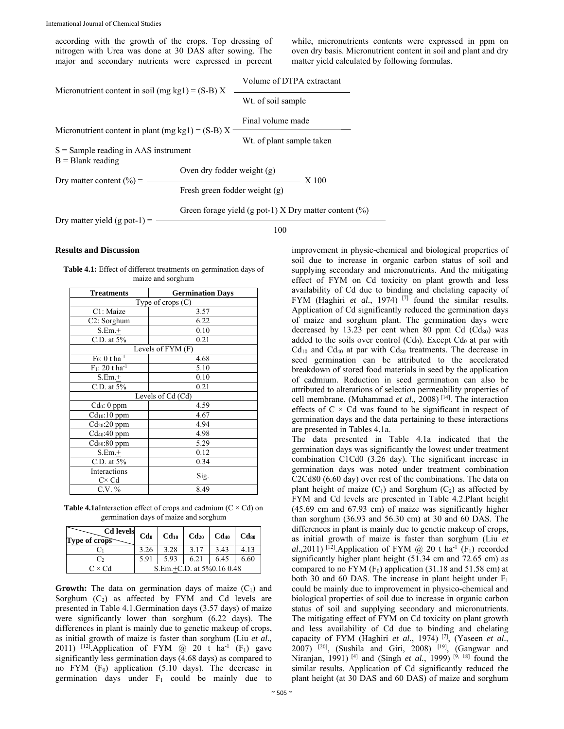according with the growth of the crops. Top dressing of nitrogen with Urea was done at 30 DAS after sowing. The major and secondary nutrients were expressed in percent while, micronutrients contents were expressed in ppm on oven dry basis. Micronutrient content in soil and plant and dry matter yield calculated by following formulas.

$$\text{Micronutrient content in soil (mg kg1)} = (S-B) \times \frac{\text{Volume of DTPA extractant}}{\text{Wt. of soil sample}}$$

$$\text{Micronutrient content in plant (mg kg1)} = (S-B) \times \frac{\text{Final volume made}}{\text{Wt. of plant sample taken}}$$

S = Sample reading in AAS instrument
B = Blank reading

$$\text{Dry matter content (\%)} = \frac{\text{Oven dry fodder weight (g)}}{\text{Fresh green fodder weight (g)}} \times 100$$

$$\text{Dry matter yield (g pot-1)} = \frac{\text{Green forage yield (g pot-1)} \times \text{Dry matter content (\%)}}{100}$$

## Results and Discussion

**Table 4.1:** Effect of different treatments on germination days of maize and sorghum

| Treatments | Germination Days |
|---|---|
| Type of crops (C) | |
| C1: Maize | 3.57 |
| C2: Sorghum | 6.22 |
| S.Em.+ | 0.10 |
| C.D. at 5% | 0.21 |
| Levels of FYM (F) | |
| $F_0$: 0 t $ha^{-1}$ | 4.68 |
| $F_1$: 20 t $ha^{-1}$ | 5.10 |
| S.Em.+ | 0.10 |
| C.D. at 5% | 0.21 |
| Levels of Cd (Cd) | |
| $Cd_0$: 0 ppm | 4.59 |
| $Cd_{10}$:10 ppm | 4.67 |
| $Cd_{20}$:20 ppm | 4.94 |
| $Cd_{40}$:40 ppm | 4.98 |
| $Cd_{80}$:80 ppm | 5.29 |
| S.Em.+ | 0.12 |
| C.D. at 5% | 0.34 |
| Interactions C× Cd | Sig. |
| C.V. % | 8.49 |

**Table 4.1a** Interaction effect of crops and cadmium (C × Cd) on germination days of maize and sorghum

| Cd levels / Type of crops | $Cd_0$ | $Cd_{10}$ | $Cd_{20}$ | $Cd_{40}$ | $Cd_{80}$ |
|---|---|---|---|---|---|
| $C_1$ | 3.26 | 3.28 | 3.17 | 3.43 | 4.13 |
| $C_2$ | 5.91 | 5.93 | 6.21 | 6.45 | 6.60 |
| C × Cd | S.Em.+C.D. at 5%0.16 0.48 | | | | |

**Growth:** The data on germination days of maize ($C_1$) and Sorghum ($C_2$) as affected by FYM and Cd levels are presented in Table 4.1.Germination days (3.57 days) of maize were significantly lower than sorghum (6.22 days). The differences in plant is mainly due to genetic makeup of crops, as initial growth of maize is faster than sorghum (Liu *et al.,* 2011) [12].Application of FYM @ 20 t $ha^{-1}$ ($F_1$) gave significantly less germination days (4.68 days) as compared to no FYM ($F_0$) application (5.10 days). The decrease in germination days under $F_1$ could be mainly due to improvement in physic-chemical and biological properties of soil due to increase in organic carbon status of soil and supplying secondary and micronutrients. And the mitigating effect of FYM on Cd toxicity on plant growth and less availability of Cd due to binding and chelating capacity of FYM (Haghiri *et al.*, 1974) [7] found the similar results. Application of Cd significantly reduced the germination days of maize and sorghum plant. The germination days were decreased by 13.23 per cent when 80 ppm Cd ($Cd_{80}$) was added to the soils over control ($Cd_0$). Except $Cd_0$ at par with $Cd_{10}$ and $Cd_{40}$ at par with $Cd_{80}$ treatments. The decrease in seed germination can be attributed to the accelerated breakdown of stored food materials in seed by the application of cadmium. Reduction in seed germination can also be attributed to alterations of selection permeability properties of cell membrane. (Muhammad *et al.,* 2008) [14]. The interaction effects of C × Cd was found to be significant in respect of germination days and the data pertaining to these interactions are presented in Tables 4.1a.

The data presented in Table 4.1a indicated that the germination days was significantly the lowest under treatment combination C1Cd0 (3.26 day). The significant increase in germination days was noted under treatment combination C2Cd80 (6.60 day) over rest of the combinations. The data on plant height of maize ($C_1$) and Sorghum ($C_2$) as affected by FYM and Cd levels are presented in Table 4.2.Plant height (45.69 cm and 67.93 cm) of maize was significantly higher than sorghum (36.93 and 56.30 cm) at 30 and 60 DAS. The differences in plant is mainly due to genetic makeup of crops, as initial growth of maize is faster than sorghum (Liu *et al.,*2011) [12].Application of FYM @ 20 t $ha^{-1}$ ($F_1$) recorded significantly higher plant height (51.34 cm and 72.65 cm) as compared to no FYM ($F_0$) application (31.18 and 51.58 cm) at both 30 and 60 DAS. The increase in plant height under $F_1$ could be mainly due to improvement in physico-chemical and biological properties of soil due to increase in organic carbon status of soil and supplying secondary and micronutrients. The mitigating effect of FYM on Cd toxicity on plant growth and less availability of Cd due to binding and chelating capacity of FYM (Haghiri *et al.*, 1974) [7], (Yaseen *et al.*, 2007) [20], (Sushila and Giri, 2008) [19], (Gangwar and Niranjan, 1991) [4] and (Singh *et al.*, 1999) [9, 18] found the similar results. Application of Cd significantly reduced the plant height (at 30 DAS and 60 DAS) of maize and sorghum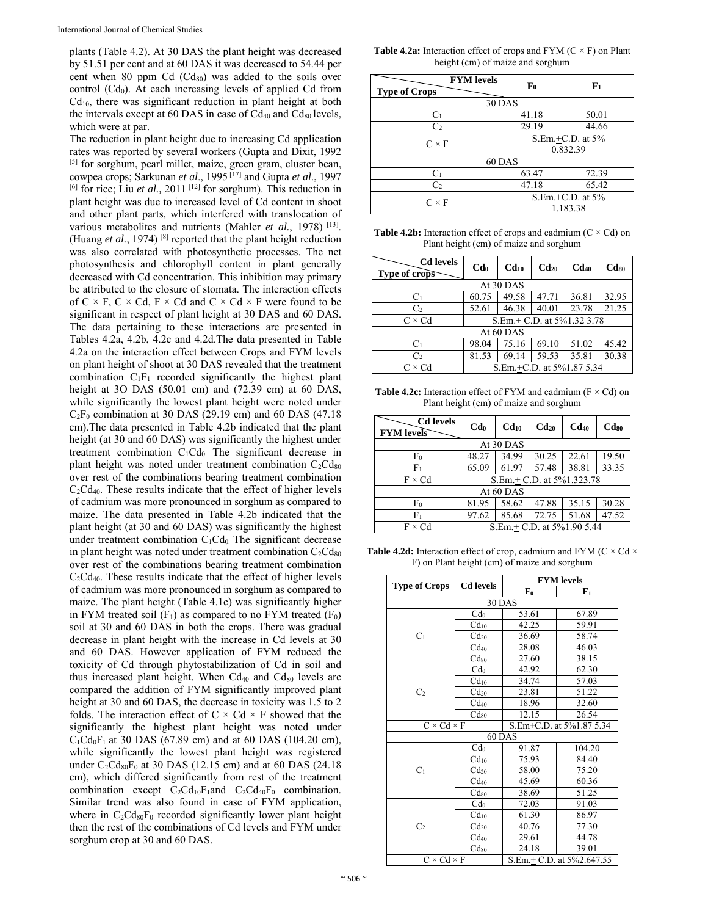plants (Table 4.2). At 30 DAS the plant height was decreased by 51.51 per cent and at 60 DAS it was decreased to 54.44 per cent when 80 ppm Cd ($Cd_{80}$) was added to the soils over control ($Cd_0$). At each increasing levels of applied Cd from $Cd_{10}$, there was significant reduction in plant height at both the intervals except at 60 DAS in case of $Cd_{40}$ and $Cd_{80}$ levels, which were at par.

The reduction in plant height due to increasing Cd application rates was reported by several workers (Gupta and Dixit, 1992 [5] for sorghum, pearl millet, maize, green gram, cluster bean, cowpea crops; Sarkunan *et al*., 1995 [17] and Gupta *et al*., 1997 [6] for rice; Liu *et al.,* 2011 [12] for sorghum). This reduction in plant height was due to increased level of Cd content in shoot and other plant parts, which interfered with translocation of various metabolites and nutrients (Mahler *et al*., 1978) [13]. (Huang *et al*., 1974) [8] reported that the plant height reduction was also correlated with photosynthetic processes. The net photosynthesis and chlorophyll content in plant generally decreased with Cd concentration. This inhibition may primary be attributed to the closure of stomata. The interaction effects of C × F, C × Cd, F × Cd and C × Cd × F were found to be significant in respect of plant height at 30 DAS and 60 DAS. The data pertaining to these interactions are presented in Tables 4.2a, 4.2b, 4.2c and 4.2d.The data presented in Table 4.2a on the interaction effect between Crops and FYM levels on plant height of shoot at 30 DAS revealed that the treatment combination $C_1F_1$ recorded significantly the highest plant height at 3O DAS (50.01 cm) and (72.39 cm) at 60 DAS, while significantly the lowest plant height were noted under $C_2F_0$ combination at 30 DAS (29.19 cm) and 60 DAS (47.18 cm).The data presented in Table 4.2b indicated that the plant height (at 30 and 60 DAS) was significantly the highest under treatment combination $C_1Cd_0$. The significant decrease in plant height was noted under treatment combination $C_2Cd_{80}$ over rest of the combinations bearing treatment combination $C_2Cd_{40}$. These results indicate that the effect of higher levels of cadmium was more pronounced in sorghum as compared to maize. The data presented in Table 4.2b indicated that the plant height (at 30 and 60 DAS) was significantly the highest under treatment combination $C_1Cd_0$. The significant decrease in plant height was noted under treatment combination $C_2Cd_{80}$ over rest of the combinations bearing treatment combination $C_2Cd_{40}$. These results indicate that the effect of higher levels of cadmium was more pronounced in sorghum as compared to maize. The plant height (Table 4.1c) was significantly higher in FYM treated soil ($F_1$) as compared to no FYM treated ($F_0$) soil at 30 and 60 DAS in both the crops. There was gradual decrease in plant height with the increase in Cd levels at 30 and 60 DAS. However application of FYM reduced the toxicity of Cd through phytostabilization of Cd in soil and thus increased plant height. When $Cd_{40}$ and $Cd_{80}$ levels are compared the addition of FYM significantly improved plant height at 30 and 60 DAS, the decrease in toxicity was 1.5 to 2 folds. The interaction effect of C × Cd × F showed that the significantly the highest plant height was noted under $C_1Cd_0F_1$ at 30 DAS (67.89 cm) and at 60 DAS (104.20 cm), while significantly the lowest plant height was registered under $C_2Cd_{80}F_0$ at 30 DAS (12.15 cm) and at 60 DAS (24.18 cm), which differed significantly from rest of the treatment combination except $C_2Cd_{10}F_1$and $C_2Cd_{40}F_0$ combination. Similar trend was also found in case of FYM application, where in $C_2Cd_{80}F_0$ recorded significantly lower plant height then the rest of the combinations of Cd levels and FYM under sorghum crop at 30 and 60 DAS.

**Table 4.2a:** Interaction effect of crops and FYM (C × F) on Plant height (cm) of maize and sorghum

| Type of Crops \ FYM levels | $F_0$ | $F_1$ |
|---|---|---|
| 30 DAS | | |
| $C_1$ | 41.18 | 50.01 |
| $C_2$ | 29.19 | 44.66 |
| C × F | S.Em.+C.D. at 5% 0.832.39 | |
| 60 DAS | | |
| $C_1$ | 63.47 | 72.39 |
| $C_2$ | 47.18 | 65.42 |
| C × F | S.Em.+C.D. at 5% 1.183.38 | |

**Table 4.2b:** Interaction effect of crops and cadmium (C × Cd) on Plant height (cm) of maize and sorghum

| Type of crops \ Cd levels | $Cd_0$ | $Cd_{10}$ | $Cd_{20}$ | $Cd_{40}$ | $Cd_{80}$ |
|---|---|---|---|---|---|
| At 30 DAS | | | | | |
| $C_1$ | 60.75 | 49.58 | 47.71 | 36.81 | 32.95 |
| $C_2$ | 52.61 | 46.38 | 40.01 | 23.78 | 21.25 |
| C × Cd | S.Em.+ C.D. at 5%1.32 3.78 | | | | |
| At 60 DAS | | | | | |
| $C_1$ | 98.04 | 75.16 | 69.10 | 51.02 | 45.42 |
| $C_2$ | 81.53 | 69.14 | 59.53 | 35.81 | 30.38 |
| C × Cd | S.Em.+C.D. at 5%1.87 5.34 | | | | |

**Table 4.2c:** Interaction effect of FYM and cadmium (F × Cd) on Plant height (cm) of maize and sorghum

| FYM levels \ Cd levels | $Cd_0$ | $Cd_{10}$ | $Cd_{20}$ | $Cd_{40}$ | $Cd_{80}$ |
|---|---|---|---|---|---|
| At 30 DAS | | | | | |
| $F_0$ | 48.27 | 34.99 | 30.25 | 22.61 | 19.50 |
| $F_1$ | 65.09 | 61.97 | 57.48 | 38.81 | 33.35 |
| F × Cd | S.Em.+ C.D. at 5%1.323.78 | | | | |
| At 60 DAS | | | | | |
| $F_0$ | 81.95 | 58.62 | 47.88 | 35.15 | 30.28 |
| $F_1$ | 97.62 | 85.68 | 72.75 | 51.68 | 47.52 |
| F × Cd | S.Em.+ C.D. at 5%1.90 5.44 | | | | |

**Table 4.2d:** Interaction effect of crop, cadmium and FYM (C × Cd × F) on Plant height (cm) of maize and sorghum

| Type of Crops | Cd levels | FYM levels | |
|---|---|---|---|
| | | $F_0$ | $F_1$ |
| 30 DAS | | | |
| $C_1$ | $Cd_0$ | 53.61 | 67.89 |
| | $Cd_{10}$ | 42.25 | 59.91 |
| | $Cd_{20}$ | 36.69 | 58.74 |
| | $Cd_{40}$ | 28.08 | 46.03 |
| | $Cd_{80}$ | 27.60 | 38.15 |
| $C_2$ | $Cd_0$ | 42.92 | 62.30 |
| | $Cd_{10}$ | 34.74 | 57.03 |
| | $Cd_{20}$ | 23.81 | 51.22 |
| | $Cd_{40}$ | 18.96 | 32.60 |
| | $Cd_{80}$ | 12.15 | 26.54 |
| C × Cd × F | | S.Em+C.D. at 5%1.87 5.34 | |
| 60 DAS | | | |
| $C_1$ | $Cd_0$ | 91.87 | 104.20 |
| | $Cd_{10}$ | 75.93 | 84.40 |
| | $Cd_{20}$ | 58.00 | 75.20 |
| | $Cd_{40}$ | 45.69 | 60.36 |
| | $Cd_{80}$ | 38.69 | 51.25 |
| $C_2$ | $Cd_0$ | 72.03 | 91.03 |
| | $Cd_{10}$ | 61.30 | 86.97 |
| | $Cd_{20}$ | 40.76 | 77.30 |
| | $Cd_{40}$ | 29.61 | 44.78 |
| | $Cd_{80}$ | 24.18 | 39.01 |
| C × Cd × F | | S.Em.+ C.D. at 5%2.647.55 | |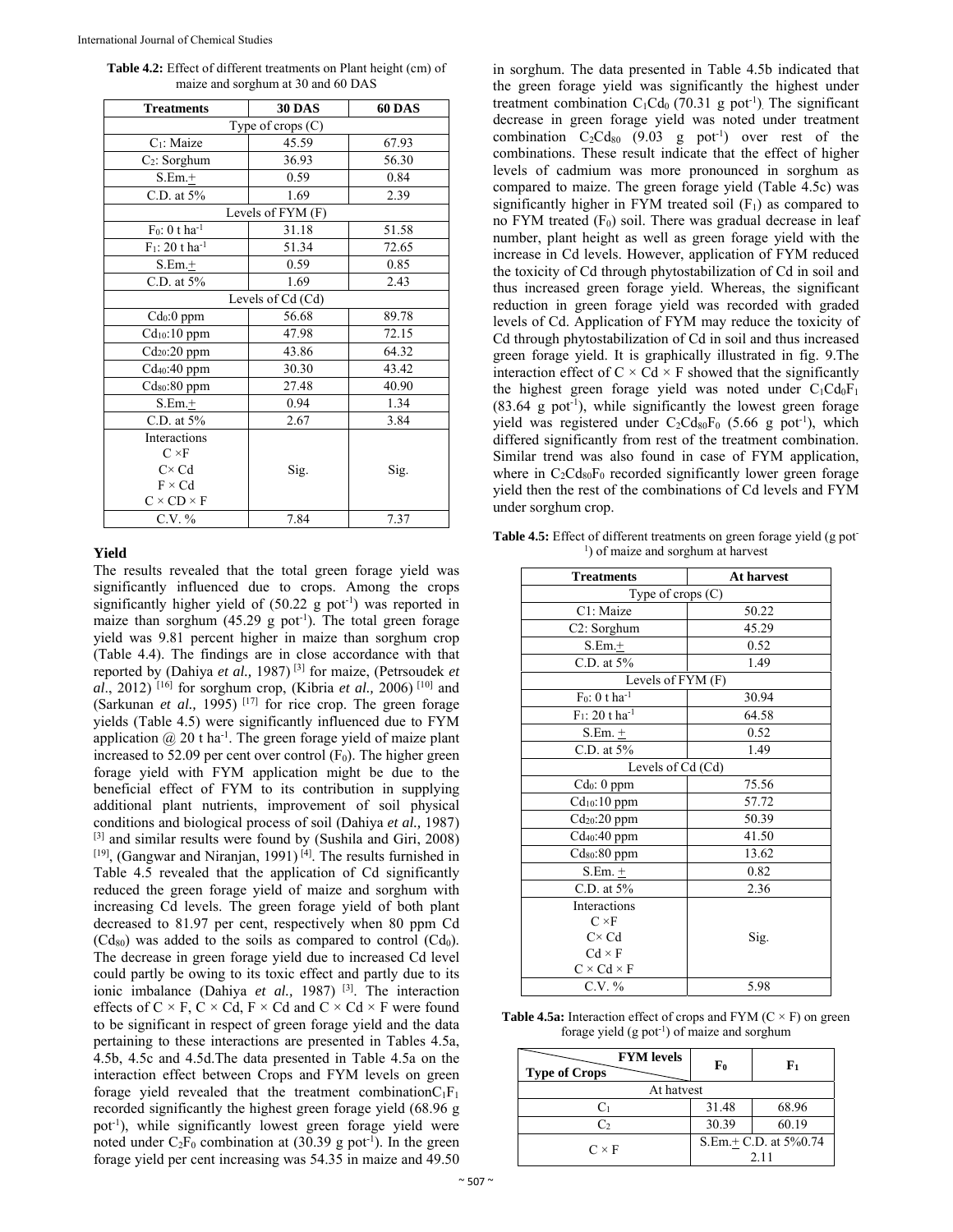**Table 4.2:** Effect of different treatments on Plant height (cm) of maize and sorghum at 30 and 60 DAS

| Treatments | 30 DAS | 60 DAS |
|---|---|---|
| Type of crops (C) | | |
| $C_1$: Maize | 45.59 | 67.93 |
| $C_2$: Sorghum | 36.93 | 56.30 |
| S.Em.± | 0.59 | 0.84 |
| C.D. at 5% | 1.69 | 2.39 |
| Levels of FYM (F) | | |
| $F_0$: 0 t $ha^{-1}$ | 31.18 | 51.58 |
| $F_1$: 20 t $ha^{-1}$ | 51.34 | 72.65 |
| S.Em.± | 0.59 | 0.85 |
| C.D. at 5% | 1.69 | 2.43 |
| Levels of Cd (Cd) | | |
| $Cd_0$:0 ppm | 56.68 | 89.78 |
| $Cd_{10}$:10 ppm | 47.98 | 72.15 |
| $Cd_{20}$:20 ppm | 43.86 | 64.32 |
| $Cd_{40}$:40 ppm | 30.30 | 43.42 |
| $Cd_{80}$:80 ppm | 27.48 | 40.90 |
| S.Em.± | 0.94 | 1.34 |
| C.D. at 5% | 2.67 | 3.84 |
| Interactions C ×F C× Cd F × Cd C × CD × F | Sig. | Sig. |
| C.V. % | 7.84 | 7.37 |

## Yield

The results revealed that the total green forage yield was significantly influenced due to crops. Among the crops significantly higher yield of (50.22 g $pot^{-1}$) was reported in maize than sorghum (45.29 g $pot^{-1}$). The total green forage yield was 9.81 percent higher in maize than sorghum crop (Table 4.4). The findings are in close accordance with that reported by (Dahiya *et al.,* 1987) [3] for maize, (Petrsoudek *et al*., 2012) [16] for sorghum crop, (Kibria *et al.,* 2006) [10] and (Sarkunan *et al.,* 1995) [17] for rice crop. The green forage yields (Table 4.5) were significantly influenced due to FYM application @ 20 t $ha^{-1}$. The green forage yield of maize plant increased to 52.09 per cent over control ($F_0$). The higher green forage yield with FYM application might be due to the beneficial effect of FYM to its contribution in supplying additional plant nutrients, improvement of soil physical conditions and biological process of soil (Dahiya *et al.,* 1987) [3] and similar results were found by (Sushila and Giri, 2008) [19], (Gangwar and Niranjan, 1991) [4]. The results furnished in Table 4.5 revealed that the application of Cd significantly reduced the green forage yield of maize and sorghum with increasing Cd levels. The green forage yield of both plant decreased to 81.97 per cent, respectively when 80 ppm Cd ($Cd_{80}$) was added to the soils as compared to control ($Cd_0$). The decrease in green forage yield due to increased Cd level could partly be owing to its toxic effect and partly due to its ionic imbalance (Dahiya *et al.,* 1987) [3]. The interaction effects of C × F, C × Cd, F × Cd and C × Cd × F were found to be significant in respect of green forage yield and the data pertaining to these interactions are presented in Tables 4.5a, 4.5b, 4.5c and 4.5d.The data presented in Table 4.5a on the interaction effect between Crops and FYM levels on green forage yield revealed that the treatment combination$C_1F_1$ recorded significantly the highest green forage yield (68.96 g $pot^{-1}$), while significantly lowest green forage yield were noted under $C_2F_0$ combination at (30.39 g $pot^{-1}$). In the green forage yield per cent increasing was 54.35 in maize and 49.50 in sorghum. The data presented in Table 4.5b indicated that the green forage yield was significantly the highest under treatment combination $C_1Cd_0$ (70.31 g $pot^{-1}$). The significant decrease in green forage yield was noted under treatment combination $C_2Cd_{80}$ (9.03 g $pot^{-1}$) over rest of the combinations. These result indicate that the effect of higher levels of cadmium was more pronounced in sorghum as compared to maize. The green forage yield (Table 4.5c) was significantly higher in FYM treated soil ($F_1$) as compared to no FYM treated ($F_0$) soil. There was gradual decrease in leaf number, plant height as well as green forage yield with the increase in Cd levels. However, application of FYM reduced the toxicity of Cd through phytostabilization of Cd in soil and thus increased green forage yield. Whereas, the significant reduction in green forage yield was recorded with graded levels of Cd. Application of FYM may reduce the toxicity of Cd through phytostabilization of Cd in soil and thus increased green forage yield. It is graphically illustrated in fig. 9.The interaction effect of C × Cd × F showed that the significantly the highest green forage yield was noted under $C_1Cd_0F_1$ (83.64 g $pot^{-1}$), while significantly the lowest green forage yield was registered under $C_2Cd_{80}F_0$ (5.66 g $pot^{-1}$), which differed significantly from rest of the treatment combination. Similar trend was also found in case of FYM application, where in $C_2Cd_{80}F_0$ recorded significantly lower green forage yield then the rest of the combinations of Cd levels and FYM under sorghum crop.

**Table 4.5:** Effect of different treatments on green forage yield (g $pot^{-1}$) of maize and sorghum at harvest

| Treatments | At harvest |
|---|---|
| Type of crops (C) | |
| C1: Maize | 50.22 |
| C2: Sorghum | 45.29 |
| S.Em.± | 0.52 |
| C.D. at 5% | 1.49 |
| Levels of FYM (F) | |
| $F_0$: 0 t $ha^{-1}$ | 30.94 |
| $F_1$: 20 t $ha^{-1}$ | 64.58 |
| S.Em. ± | 0.52 |
| C.D. at 5% | 1.49 |
| Levels of Cd (Cd) | |
| $Cd_0$: 0 ppm | 75.56 |
| $Cd_{10}$:10 ppm | 57.72 |
| $Cd_{20}$:20 ppm | 50.39 |
| $Cd_{40}$:40 ppm | 41.50 |
| $Cd_{80}$:80 ppm | 13.62 |
| S.Em. ± | 0.82 |
| C.D. at 5% | 2.36 |
| Interactions C ×F C× Cd Cd × F C × Cd × F | Sig. |
| C.V. % | 5.98 |

**Table 4.5a:** Interaction effect of crops and FYM (C × F) on green forage yield (g $pot^{-1}$) of maize and sorghum

| FYM levels / Type of Crops | $F_0$ | $F_1$ |
|---|---|---|
| At hatvest | | |
| $C_1$ | 31.48 | 68.96 |
| $C_2$ | 30.39 | 60.19 |
| C × F | S.Em.± C.D. at 5%0.74 2.11 | |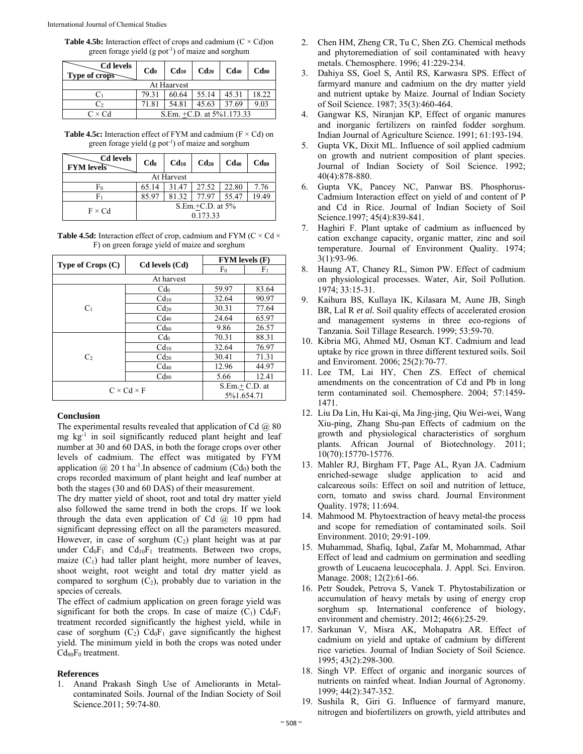**Table 4.5b:** Interaction effect of crops and cadmium (C × Cd)on green forage yield (g pot$^{-1}$) of maize and sorghum

| Cd levels / Type of crops | $Cd_0$ | $Cd_{10}$ | $Cd_{20}$ | $Cd_{40}$ | $Cd_{80}$ |
|---|---|---|---|---|---|
| At Haarvest | | | | | |
| $C_1$ | 79.31 | 60.64 | 55.14 | 45.31 | 18.22 |
| $C_2$ | 71.81 | 54.81 | 45.63 | 37.69 | 9.03 |
| C × Cd | S.Em. ±C.D. at 5%1.173.33 | | | | |

**Table 4.5c:** Interaction effect of FYM and cadmium (F × Cd) on green forage yield (g pot$^{-1}$) of maize and sorghum

| Cd levels / FYM levels | $Cd_0$ | $Cd_{10}$ | $Cd_{20}$ | $Cd_{40}$ | $Cd_{80}$ |
|---|---|---|---|---|---|
| At Harvest | | | | | |
| $F_0$ | 65.14 | 31.47 | 27.52 | 22.80 | 7.76 |
| $F_1$ | 85.97 | 81.32 | 77.97 | 55.47 | 19.49 |
| F × Cd | S.Em.±C.D. at 5% 0.173.33 | | | | |

**Table 4.5d:** Interaction effect of crop, cadmium and FYM (C × Cd × F) on green forage yield of maize and sorghum

| Type of Crops (C) | Cd levels (Cd) | FYM levels (F) | |
|---|---|---|---|
| | | $F_0$ | $F_1$ |
| At harvest | | | |
| $C_1$ | $Cd_0$ | 59.97 | 83.64 |
| | $Cd_{10}$ | 32.64 | 90.97 |
| | $Cd_{20}$ | 30.31 | 77.64 |
| | $Cd_{40}$ | 24.64 | 65.97 |
| | $Cd_{80}$ | 9.86 | 26.57 |
| $C_2$ | $Cd_0$ | 70.31 | 88.31 |
| | $Cd_{10}$ | 32.64 | 76.97 |
| | $Cd_{20}$ | 30.41 | 71.31 |
| | $Cd_{40}$ | 12.96 | 44.97 |
| | $Cd_{80}$ | 5.66 | 12.41 |
| C × Cd × F | | S.Em.± C.D. at 5%1.654.71 | |

## Conclusion

The experimental results revealed that application of Cd @ 80 mg kg$^{-1}$ in soil significantly reduced plant height and leaf number at 30 and 60 DAS, in both the forage crops over other levels of cadmium. The effect was mitigated by FYM application @ 20 t ha$^{-1}$.In absence of cadmium ($Cd_0$) both the crops recorded maximum of plant height and leaf number at both the stages (30 and 60 DAS) of their measurement.

The dry matter yield of shoot, root and total dry matter yield also followed the same trend in both the crops. If we look through the data even application of Cd @ 10 ppm had significant depressing effect on all the parameters measured. However, in case of sorghum ($C_2$) plant height was at par under $Cd_0F_1$ and $Cd_{10}F_1$ treatments. Between two crops, maize ($C_1$) had taller plant height, more number of leaves, shoot weight, root weight and total dry matter yield as compared to sorghum ($C_2$), probably due to variation in the species of cereals.

The effect of cadmium application on green forage yield was significant for both the crops. In case of maize ($C_1$) $Cd_0F_1$ treatment recorded significantly the highest yield, while in case of sorghum ($C_2$) $Cd_0F_1$ gave significantly the highest yield. The minimum yield in both the crops was noted under $Cd_{80}F_0$ treatment.

## References

1. Anand Prakash Singh Use of Ameliorants in Metal-contaminated Soils. Journal of the Indian Society of Soil Science.2011; 59:74-80.
2. Chen HM, Zheng CR, Tu C, Shen ZG. Chemical methods and phytoremediation of soil contaminated with heavy metals. Chemosphere. 1996; 41:229-234.
3. Dahiya SS, Goel S, Antil RS, Karwasra SPS. Effect of farmyard manure and cadmium on the dry matter yield and nutrient uptake by Maize. Journal of Indian Society of Soil Science. 1987; 35(3):460-464.
4. Gangwar KS, Niranjan KP, Effect of organic manures and inorganic fertilizers on rainfed fodder sorghum. Indian Journal of Agriculture Science. 1991; 61:193-194.
5. Gupta VK, Dixit ML. Influence of soil applied cadmium on growth and nutrient composition of plant species. Journal of Indian Society of Soil Science. 1992; 40(4):878-880.
6. Gupta VK, Pancey NC, Panwar BS. Phosphorus-Cadmium Interaction effect on yield of and content of P and Cd in Rice. Journal of Indian Society of Soil Science.1997; 45(4):839-841.
7. Haghiri F. Plant uptake of cadmium as influenced by cation exchange capacity, organic matter, zinc and soil temperature. Journal of Environment Quality. 1974; 3(1):93-96.
8. Haung AT, Chaney RL, Simon PW. Effect of cadmium on physiological processes. Water, Air, Soil Pollution. 1974; 33:15-31.
9. Kaihura BS, Kullaya IK, Kilasara M, Aune JB, Singh BR, Lal R *et al.* Soil quality effects of accelerated erosion and management systems in three eco-regions of Tanzania. Soil Tillage Research. 1999; 53:59-70.
10. Kibria MG, Ahmed MJ, Osman KT. Cadmium and lead uptake by rice grown in three different textured soils. Soil and Enviroment. 2006; 25(2):70-77.
11. Lee TM, Lai HY, Chen ZS. Effect of chemical amendments on the concentration of Cd and Pb in long term contaminated soil. Chemosphere. 2004; 57:1459-1471.
12. Liu Da Lin, Hu Kai-qi, Ma Jing-jing, Qiu Wei-wei, Wang Xiu-ping, Zhang Shu-pan Effects of cadmium on the growth and physiological characteristics of sorghum plants. African Journal of Biotechnology. 2011; 10(70):15770-15776.
13. Mahler RJ, Birgham FT, Page AL, Ryan JA. Cadmium enriched-sewage sludge application to acid and calcareous soils: Effect on soil and nutrition of lettuce, corn, tomato and swiss chard. Journal Environment Quality. 1978; 11:694.
14. Mahmood M. Phytoextraction of heavy metal-the process and scope for remediation of contaminated soils. Soil Environment. 2010; 29:91-109.
15. Muhammad, Shafiq, Iqbal, Zafar M, Mohammad, Athar Effect of lead and cadmium on germination and seedling growth of Leucaena leucocephala. J. Appl. Sci. Environ. Manage. 2008; 12(2):61-66.
16. Petr Soudek, Petrova S, Vanek T. Phytostabilization or accumulation of heavy metals by using of energy crop sorghum sp. International conference of biology, environment and chemistry. 2012; 46(6):25-29.
17. Sarkunan V, Misra AK, Mohapatra AR. Effect of cadmium on yield and uptake of cadmium by different rice varieties. Journal of Indian Society of Soil Science. 1995; 43(2):298-300.
18. Singh VP. Effect of organic and inorganic sources of nutrients on rainfed wheat. Indian Journal of Agronomy. 1999; 44(2):347-352.
19. Sushila R, Giri G. Influence of farmyard manure, nitrogen and biofertilizers on growth, yield attributes and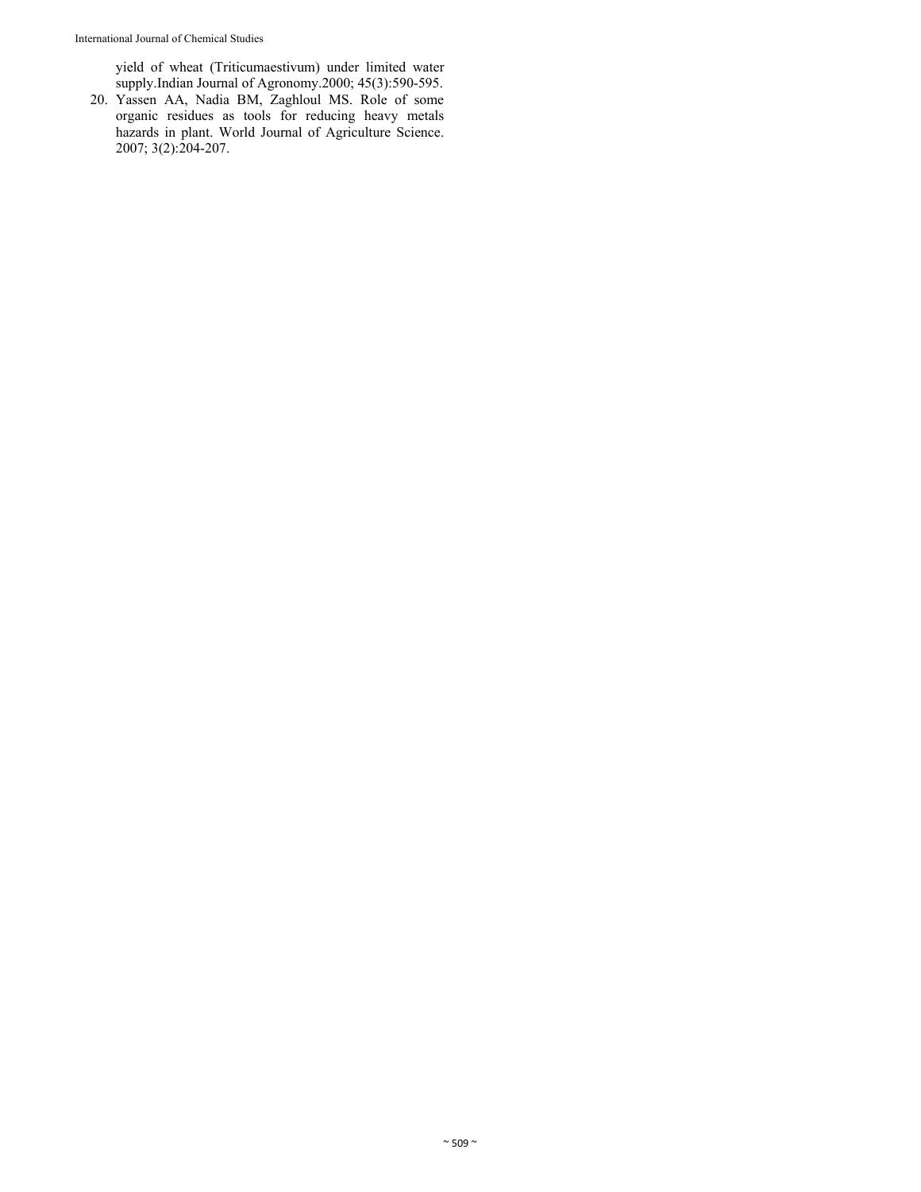yield of wheat (Triticumaestivum) under limited water supply.Indian Journal of Agronomy.2000; 45(3):590-595.

20. Yassen AA, Nadia BM, Zaghloul MS. Role of some organic residues as tools for reducing heavy metals hazards in plant. World Journal of Agriculture Science. 2007; 3(2):204-207.